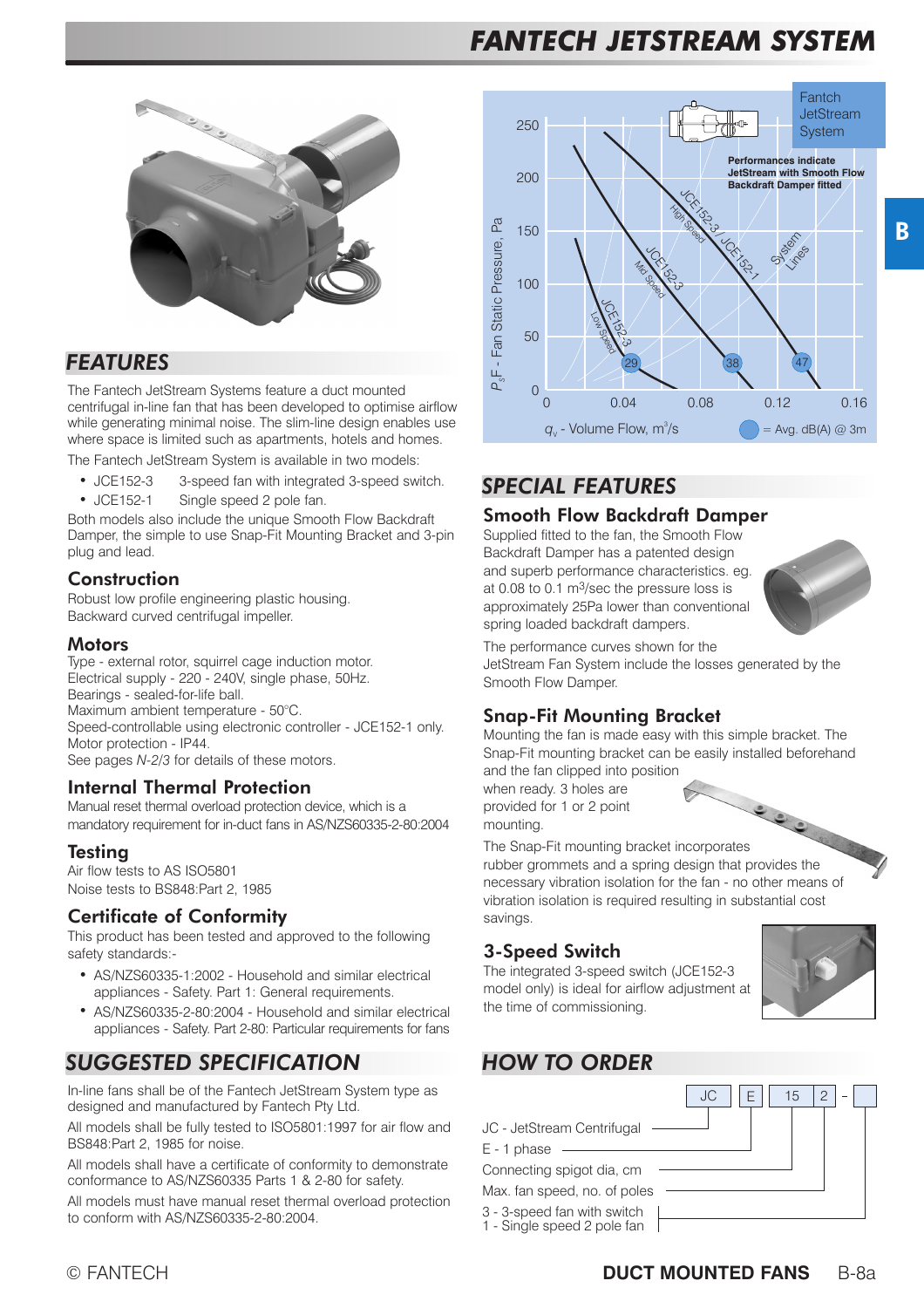# FANTECH JETSTREAM SYSTEM

## FEATURES

The Fantech JetStream Systems feature a duct mounted centrifugal in-line fan that has been developed to optimise airflow while generating minimal noise. The slim-line design enables use where space is limited such as apartments, hotels and homes.

The Fantech JetStream System is available in two models:

- JCE152-3 3-speed fan with integrated 3-speed switch.
- JCE152-1 Single speed 2 pole fan.

Both models also include the unique Smooth Flow Backdraft Damper, the simple to use Snap-Fit Mounting Bracket and 3-pin plug and lead.

### Construction

Robust low profile engineering plastic housing.
Backward curved centrifugal impeller.

### Motors

Type - external rotor, squirrel cage induction motor.
Electrical supply - 220 - 240V, single phase, 50Hz.
Bearings - sealed-for-life ball.
Maximum ambient temperature - 50°C.
Speed-controllable using electronic controller - JCE152-1 only.
Motor protection - IP44.
See pages *N-2/3* for details of these motors.

### Internal Thermal Protection

Manual reset thermal overload protection device, which is a mandatory requirement for in-duct fans in AS/NZS60335-2-80:2004

### Testing

Air flow tests to AS ISO5801
Noise tests to BS848:Part 2, 1985

### Certificate of Conformity

This product has been tested and approved to the following safety standards:-

- AS/NZS60335-1:2002 - Household and similar electrical appliances - Safety. Part 1: General requirements.
- AS/NZS60335-2-80:2004 - Household and similar electrical appliances - Safety. Part 2-80: Particular requirements for fans

## SUGGESTED SPECIFICATION

In-line fans shall be of the Fantech JetStream System type as designed and manufactured by Fantech Pty Ltd.

All models shall be fully tested to ISO5801:1997 for air flow and BS848:Part 2, 1985 for noise.

All models shall have a certificate of conformity to demonstrate conformance to AS/NZS60335 Parts 1 & 2-80 for safety.

All models must have manual reset thermal overload protection to conform with AS/NZS60335-2-80:2004.

Fantch JetStream System

Performances indicate JetStream with Smooth Flow Backdraft Damper fitted

$P_s$F - Fan Static Pressure, Pa

$q_v$ - Volume Flow, $m^3/s$

= Avg. dB(A) @ 3m

JCE152-3 Low Speed (29); JCE152-3 Mid Speed (38); JCE152-3 / JCE152-1 High Speed (47); System Lines

## SPECIAL FEATURES

### Smooth Flow Backdraft Damper

Supplied fitted to the fan, the Smooth Flow Backdraft Damper has a patented design and superb performance characteristics. eg. at 0.08 to 0.1 $m^3$/sec the pressure loss is approximately 25Pa lower than conventional spring loaded backdraft dampers.

The performance curves shown for the JetStream Fan System include the losses generated by the Smooth Flow Damper.

### Snap-Fit Mounting Bracket

Mounting the fan is made easy with this simple bracket. The Snap-Fit mounting bracket can be easily installed beforehand and the fan clipped into position when ready. 3 holes are provided for 1 or 2 point mounting.

The Snap-Fit mounting bracket incorporates rubber grommets and a spring design that provides the necessary vibration isolation for the fan - no other means of vibration isolation is required resulting in substantial cost savings.

### 3-Speed Switch

The integrated 3-speed switch (JCE152-3 model only) is ideal for airflow adjustment at the time of commissioning.

## HOW TO ORDER

JC | E | 15 | 2 | - | □

- JC - JetStream Centrifugal
- E - 1 phase
- Connecting spigot dia, cm
- Max. fan speed, no. of poles
- 3 - 3-speed fan with switch
  1 - Single speed 2 pole fan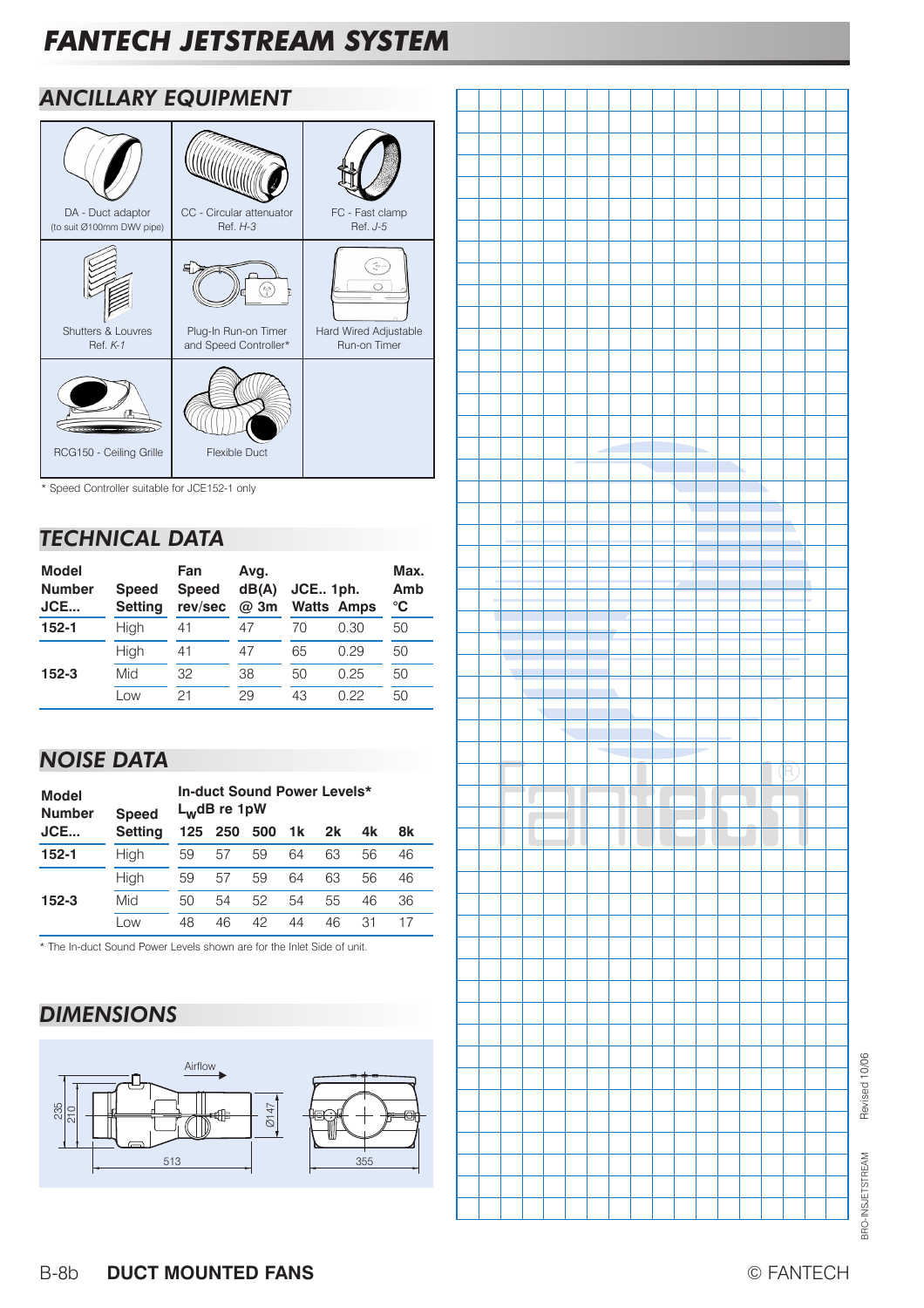# FANTECH JETSTREAM SYSTEM

## ANCILLARY EQUIPMENT

| | | |
|---|---|---|
| DA - Duct adaptor (to suit Ø100mm DWV pipe) | CC - Circular attenuator Ref. *H-3* | FC - Fast clamp Ref. *J-5* |
| Shutters & Louvres Ref. *K-1* | Plug-In Run-on Timer and Speed Controller* | Hard Wired Adjustable Run-on Timer |
| RCG150 - Ceiling Grille | Flexible Duct | |

\* Speed Controller suitable for JCE152-1 only

## TECHNICAL DATA

| Model Number JCE... | Speed Setting | Fan Speed rev/sec | Avg. dB(A) @ 3m | JCE.. 1ph. Watts | Amps | Max. Amb °C |
|---|---|---|---|---|---|---|
| 152-1 | High | 41 | 47 | 70 | 0.30 | 50 |
| 152-3 | High | 41 | 47 | 65 | 0.29 | 50 |
| | Mid | 32 | 38 | 50 | 0.25 | 50 |
| | Low | 21 | 29 | 43 | 0.22 | 50 |

## NOISE DATA

| Model Number JCE... | Speed Setting | In-duct Sound Power Levels* $L_W$dB re 1pW 125 | 250 | 500 | 1k | 2k | 4k | 8k |
|---|---|---|---|---|---|---|---|---|
| 152-1 | High | 59 | 57 | 59 | 64 | 63 | 56 | 46 |
| 152-3 | High | 59 | 57 | 59 | 64 | 63 | 56 | 46 |
| | Mid | 50 | 54 | 52 | 54 | 55 | 46 | 36 |
| | Low | 48 | 46 | 42 | 44 | 46 | 31 | 17 |

\* The In-duct Sound Power Levels shown are for the Inlet Side of unit.

## DIMENSIONS

Airflow

235

210

Ø147

513

355

Revised 10/06

BRO-INS/JETSTREAM

B-8b **DUCT MOUNTED FANS**

© FANTECH